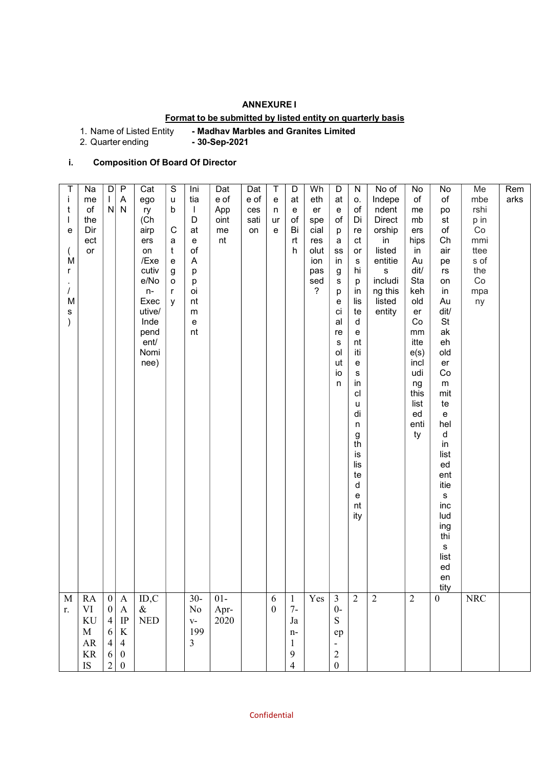# ANNEXURE I

## Format to be submitted by listed entity on quarterly basis

1. Name of Listed Entity - **Madhav Marbles and Granites Limited**
2. Quarter ending - **30-Sep-2021**

### i. Composition Of Board Of Director

| Title (Mr./Ms) | Name of the Director | DIN | PAN | Category (Chairperson/Executive/Non-Executive/Independent/Nominee) | Sub Category | Initial Date of Appointment | Date of Appointment | Date of cessation | Tenure | Date of Birth | Whether special resolution passed? | Date of passing special resolution | No. of Directorship in listed entities including this listed entity | No of Independent Directorship in listed entities including this listed entity | No of memberships in Audit/Stakeholder Committee(s) including this listed entity | No of post of Chairperson in Audit/Stakeholder Committee held in listed entities including this listed entity | Membership in Committees of the Company | Remarks |
|---|---|---|---|---|---|---|---|---|---|---|---|---|---|---|---|---|---|---|
| Mr. | RAVIKUMAR KRIS | 00464662 | AAIPK400 | ID,C & NED | | 30-Nov-1993 | 01-Apr-2020 | | 60 | 17-Jan-1940 | Yes | 30-Sep-20 | 2 | 2 | 2 | 0 | NRC | |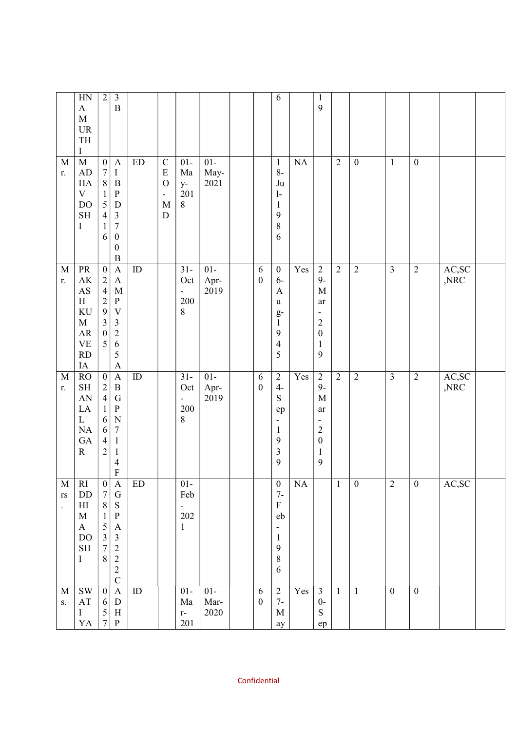| | HNAMURTHI | 2 | 3B | | | | | | | 6 | | 19 | | | | | | |
|---|---|---|---|---|---|---|---|---|---|---|---|---|---|---|---|---|---|---|
| Mr. | MADHAV DOSHI | 07815416 | AIBPD3700B | ED | CEO - MD | 01-May-2018 | 01-May-2021 | | | 18-Jul-1986 | NA | | 2 | 0 | 1 | 0 | | |
| Mr. | PRAKASH KUMAR VERDIA | 02429305 | AAMPV3265A | ID | | 31-Oct-2008 | 01-Apr-2019 | | 60 | 06-Aug-1945 | Yes | 29-Mar-2019 | 2 | 2 | 3 | 2 | AC,SC,NRC | |
| Mr. | ROSHANLAL NAGAR | 02416642 | ABGPN7114F | ID | | 31-Oct-2008 | 01-Apr-2019 | | 60 | 24-Sep-1939 | Yes | 29-Mar-2019 | 2 | 2 | 3 | 2 | AC,SC,NRC | |
| Mrs. | RIDDHIMA DOSHI | 07815378 | AGSPA3222C | ED | | 01-Feb-2021 | | | | 07-Feb-1986 | NA | | 1 | 0 | 2 | 0 | AC,SC | |
| Ms. | SWATI YA | 0657 | ADHP | ID | | 01-Mar-201 | 01-Mar-2020 | | 60 | 27-May | Yes | 30-Sep | 1 | 1 | 0 | 0 | | |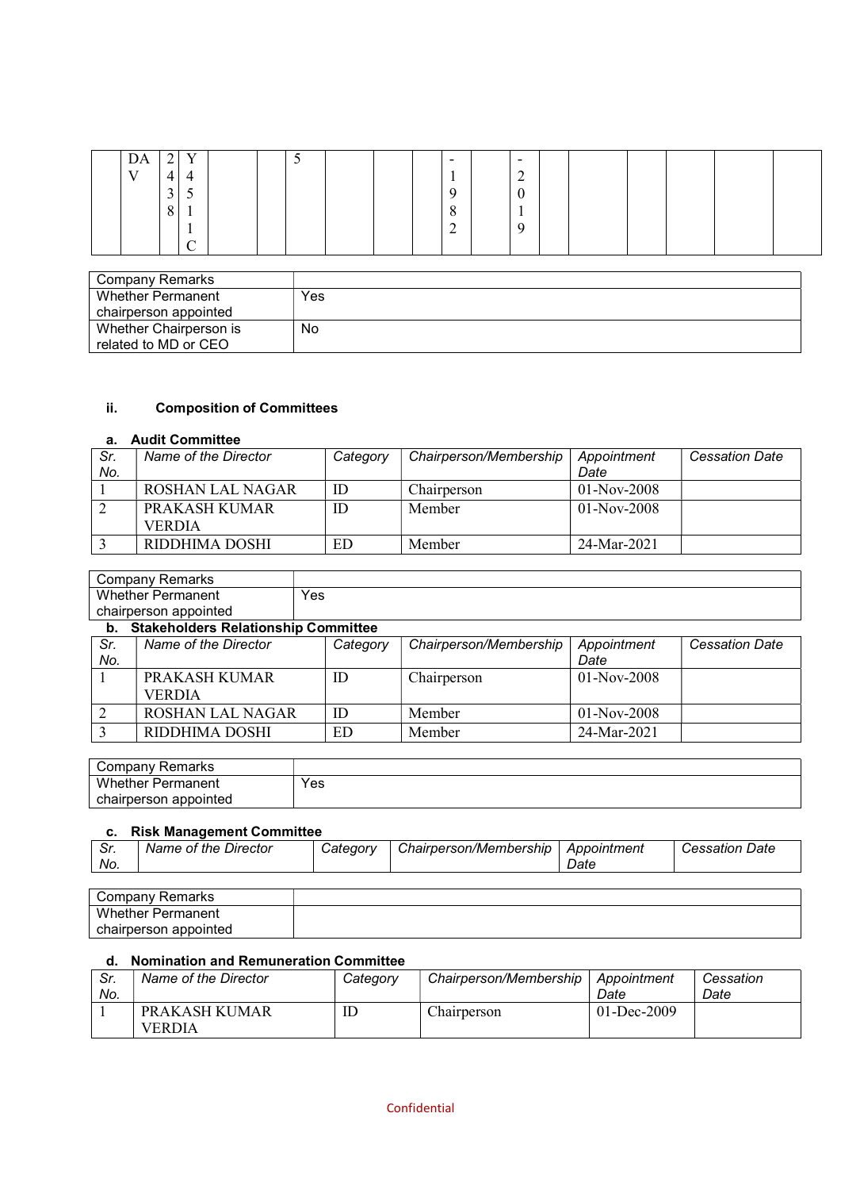| | DAV | 2438 | Y4511C | | | 5 | | | | -1982 | | -2019 | | | | | |
|---|---|---|---|---|---|---|---|---|---|---|---|---|---|---|---|---|---|

| Company Remarks | |
|---|---|
| Whether Permanent chairperson appointed | Yes |
| Whether Chairperson is related to MD or CEO | No |

### ii. Composition of Committees

#### a. Audit Committee

| Sr. No. | Name of the Director | Category | Chairperson/Membership | Appointment Date | Cessation Date |
|---|---|---|---|---|---|
| 1 | ROSHAN LAL NAGAR | ID | Chairperson | 01-Nov-2008 | |
| 2 | PRAKASH KUMAR VERDIA | ID | Member | 01-Nov-2008 | |
| 3 | RIDDHIMA DOSHI | ED | Member | 24-Mar-2021 | |

| Company Remarks | |
|---|---|
| Whether Permanent chairperson appointed | Yes |

#### b. Stakeholders Relationship Committee

| Sr. No. | Name of the Director | Category | Chairperson/Membership | Appointment Date | Cessation Date |
|---|---|---|---|---|---|
| 1 | PRAKASH KUMAR VERDIA | ID | Chairperson | 01-Nov-2008 | |
| 2 | ROSHAN LAL NAGAR | ID | Member | 01-Nov-2008 | |
| 3 | RIDDHIMA DOSHI | ED | Member | 24-Mar-2021 | |

| Company Remarks | |
|---|---|
| Whether Permanent chairperson appointed | Yes |

#### c. Risk Management Committee

| Sr. No. | Name of the Director | Category | Chairperson/Membership | Appointment Date | Cessation Date |
|---|---|---|---|---|---|

| Company Remarks | |
|---|---|
| Whether Permanent chairperson appointed | |

#### d. Nomination and Remuneration Committee

| Sr. No. | Name of the Director | Category | Chairperson/Membership | Appointment Date | Cessation Date |
|---|---|---|---|---|---|
| 1 | PRAKASH KUMAR VERDIA | ID | Chairperson | 01-Dec-2009 | |

Confidential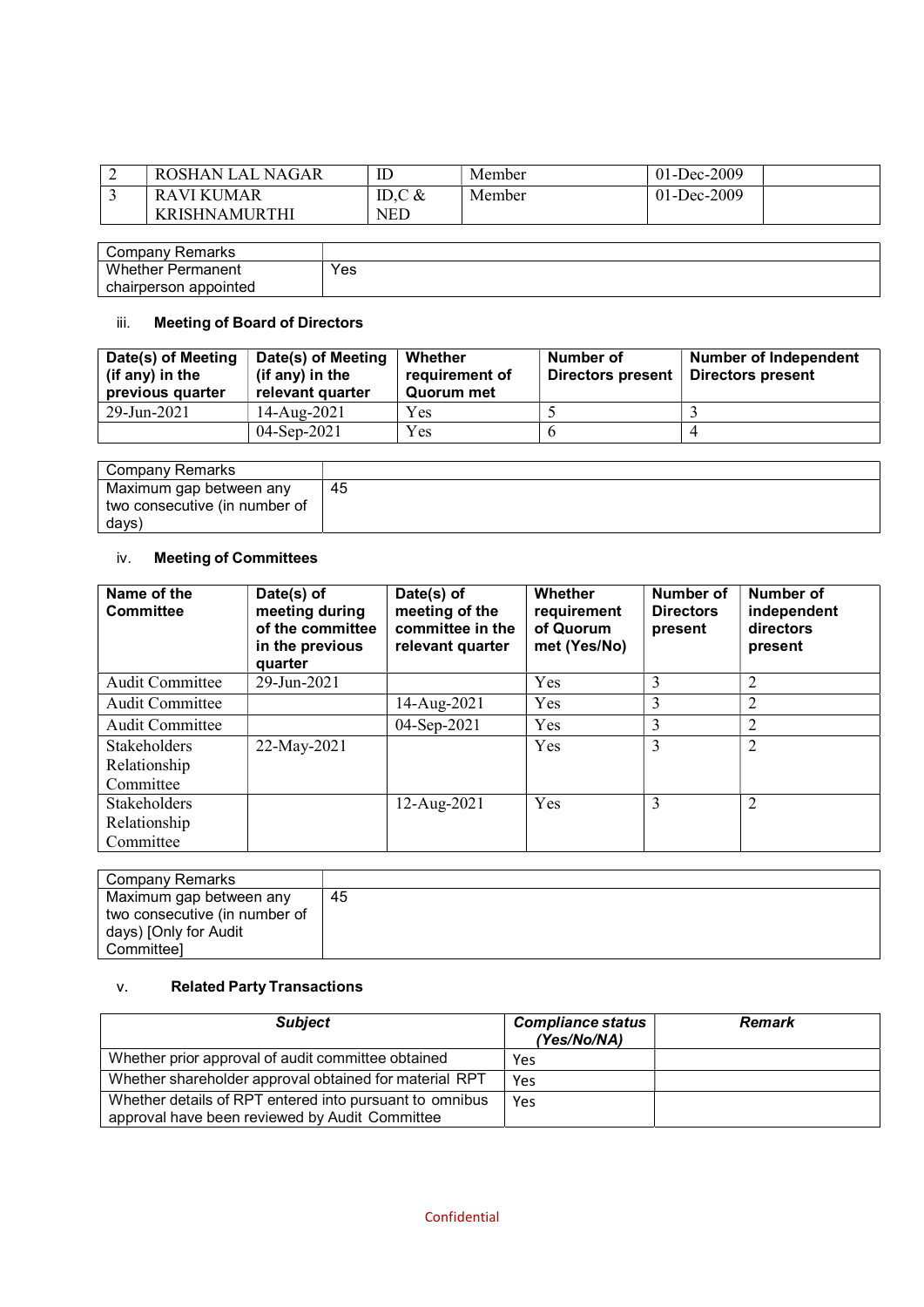| 2 | ROSHAN LAL NAGAR | ID | Member | 01-Dec-2009 | |
|---|---|---|---|---|---|
| 3 | RAVI KUMAR KRISHNAMURTHI | ID,C & NED | Member | 01-Dec-2009 | |

| Company Remarks | |
|---|---|
| Whether Permanent chairperson appointed | Yes |

### iii. Meeting of Board of Directors

| Date(s) of Meeting (if any) in the previous quarter | Date(s) of Meeting (if any) in the relevant quarter | Whether requirement of Quorum met | Number of Directors present | Number of Independent Directors present |
|---|---|---|---|---|
| 29-Jun-2021 | 14-Aug-2021 | Yes | 5 | 3 |
| | 04-Sep-2021 | Yes | 6 | 4 |

| Company Remarks | |
|---|---|
| Maximum gap between any two consecutive (in number of days) | 45 |

### iv. Meeting of Committees

| Name of the Committee | Date(s) of meeting during of the committee in the previous quarter | Date(s) of meeting of the committee in the relevant quarter | Whether requirement of Quorum met (Yes/No) | Number of Directors present | Number of independent directors present |
|---|---|---|---|---|---|
| Audit Committee | 29-Jun-2021 | | Yes | 3 | 2 |
| Audit Committee | | 14-Aug-2021 | Yes | 3 | 2 |
| Audit Committee | | 04-Sep-2021 | Yes | 3 | 2 |
| Stakeholders Relationship Committee | 22-May-2021 | | Yes | 3 | 2 |
| Stakeholders Relationship Committee | | 12-Aug-2021 | Yes | 3 | 2 |

| Company Remarks | |
|---|---|
| Maximum gap between any two consecutive (in number of days) [Only for Audit Committee] | 45 |

### v. Related Party Transactions

| *Subject* | *Compliance status (Yes/No/NA)* | *Remark* |
|---|---|---|
| Whether prior approval of audit committee obtained | Yes | |
| Whether shareholder approval obtained for material RPT | Yes | |
| Whether details of RPT entered into pursuant to omnibus approval have been reviewed by Audit Committee | Yes | |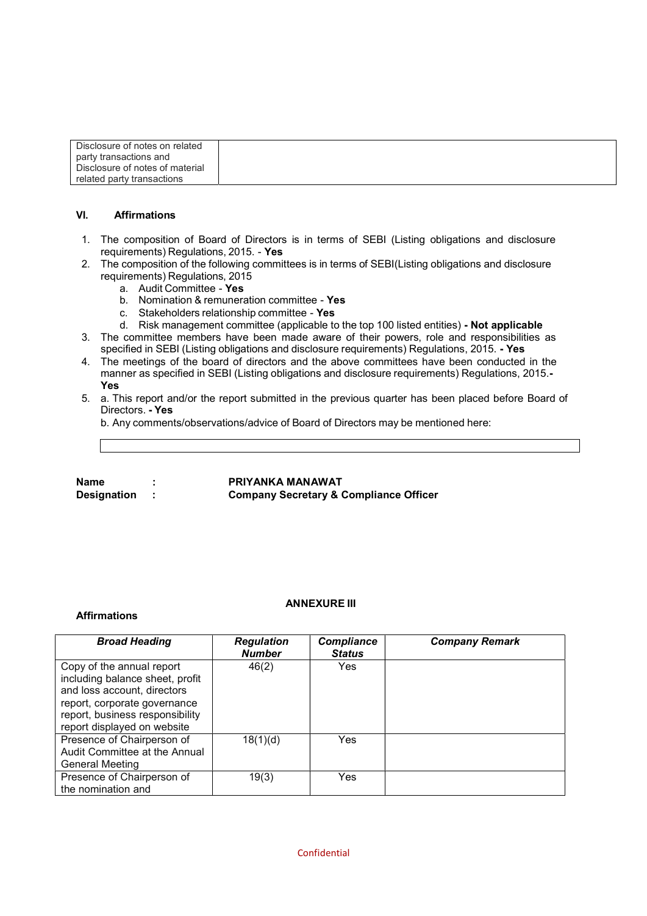| Disclosure of notes on related party transactions and Disclosure of notes of material related party transactions | |
|---|---|

### VI. Affirmations

1. The composition of Board of Directors is in terms of SEBI (Listing obligations and disclosure requirements) Regulations, 2015. - **Yes**
2. The composition of the following committees is in terms of SEBI(Listing obligations and disclosure requirements) Regulations, 2015
   a. Audit Committee - **Yes**
   b. Nomination & remuneration committee - **Yes**
   c. Stakeholders relationship committee - **Yes**
   d. Risk management committee (applicable to the top 100 listed entities) **- Not applicable**
3. The committee members have been made aware of their powers, role and responsibilities as specified in SEBI (Listing obligations and disclosure requirements) Regulations, 2015. **- Yes**
4. The meetings of the board of directors and the above committees have been conducted in the manner as specified in SEBI (Listing obligations and disclosure requirements) Regulations, 2015.**- Yes**
5. a. This report and/or the report submitted in the previous quarter has been placed before Board of Directors. **- Yes**

   b. Any comments/observations/advice of Board of Directors may be mentioned here:

| |
|---|

**Name : PRIYANKA MANAWAT**
**Designation : Company Secretary & Compliance Officer**

## ANNEXURE III

**Affirmations**

| ***Broad Heading*** | ***Regulation Number*** | ***Compliance Status*** | ***Company Remark*** |
|---|---|---|---|
| Copy of the annual report including balance sheet, profit and loss account, directors report, corporate governance report, business responsibility report displayed on website | 46(2) | Yes | |
| Presence of Chairperson of Audit Committee at the Annual General Meeting | 18(1)(d) | Yes | |
| Presence of Chairperson of the nomination and | 19(3) | Yes | |

Confidential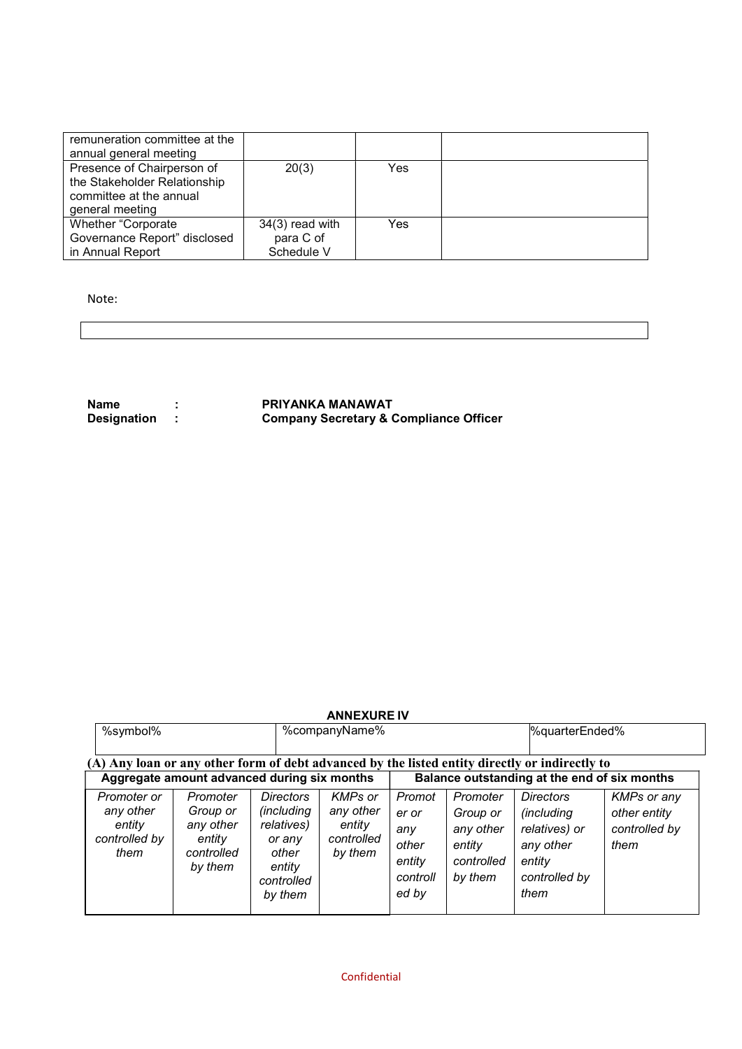| | | | |
|---|---|---|---|
| remuneration committee at the annual general meeting | | | |
| Presence of Chairperson of the Stakeholder Relationship committee at the annual general meeting | 20(3) | Yes | |
| Whether "Corporate Governance Report" disclosed in Annual Report | 34(3) read with para C of Schedule V | Yes | |

Note:

| |
|---|
| |

**Name** : **PRIYANKA MANAWAT**
**Designation** : **Company Secretary & Compliance Officer**

**ANNEXURE IV**

| %symbol% | %companyName% | %quarterEnded% |
|---|---|---|

**(A) Any loan or any other form of debt advanced by the listed entity directly or indirectly to**

| Aggregate amount advanced during six months | | | | Balance outstanding at the end of six months | | | |
|---|---|---|---|---|---|---|---|
| *Promoter or any other entity controlled by them* | *Promoter Group or any other entity controlled by them* | *Directors (including relatives) or any other entity controlled by them* | *KMPs or any other entity controlled by them* | *Promoter or any other entity controlled by* | *Promoter Group or any other entity controlled by them* | *Directors (including relatives) or any other entity controlled by them* | *KMPs or any other entity controlled by them* |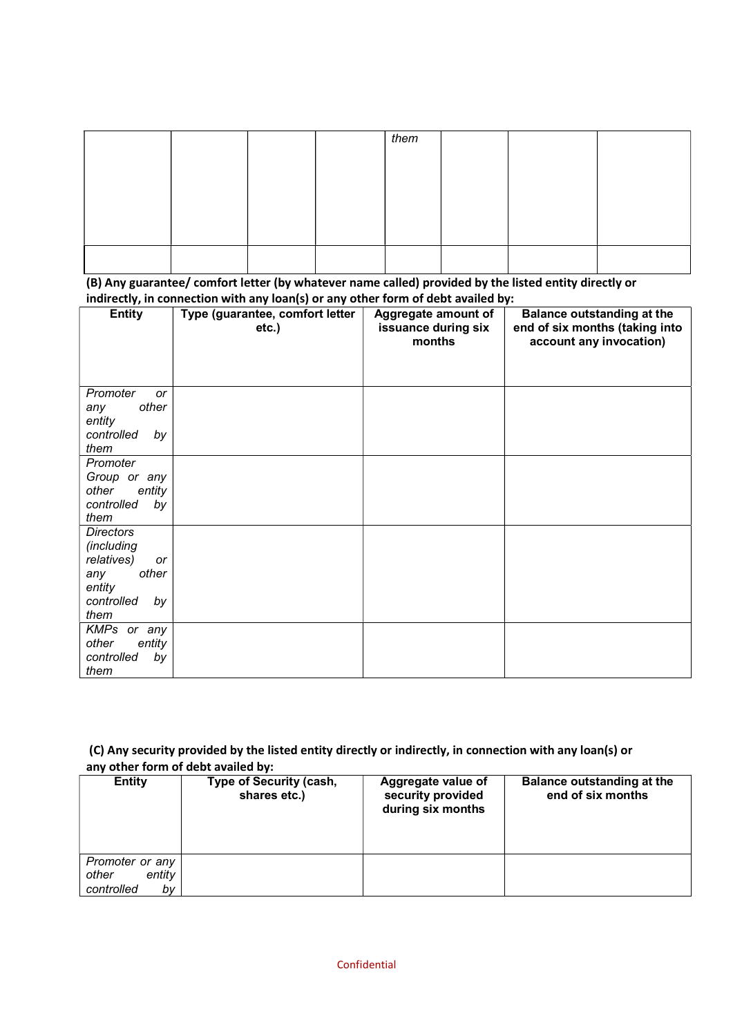| | | | | them | | | |
|---|---|---|---|---|---|---|---|
| | | | | | | | |

**(B) Any guarantee/ comfort letter (by whatever name called) provided by the listed entity directly or indirectly, in connection with any loan(s) or any other form of debt availed by:**

| Entity | Type (guarantee, comfort letter etc.) | Aggregate amount of issuance during six months | Balance outstanding at the end of six months (taking into account any invocation) |
|---|---|---|---|
| *Promoter or any other entity controlled by them* | | | |
| *Promoter Group or any other entity controlled by them* | | | |
| *Directors (including relatives) or any other entity controlled by them* | | | |
| *KMPs or any other entity controlled by them* | | | |

**(C) Any security provided by the listed entity directly or indirectly, in connection with any loan(s) or any other form of debt availed by:**

| Entity | Type of Security (cash, shares etc.) | Aggregate value of security provided during six months | Balance outstanding at the end of six months |
|---|---|---|---|
| *Promoter or any other entity controlled by* | | | |

Confidential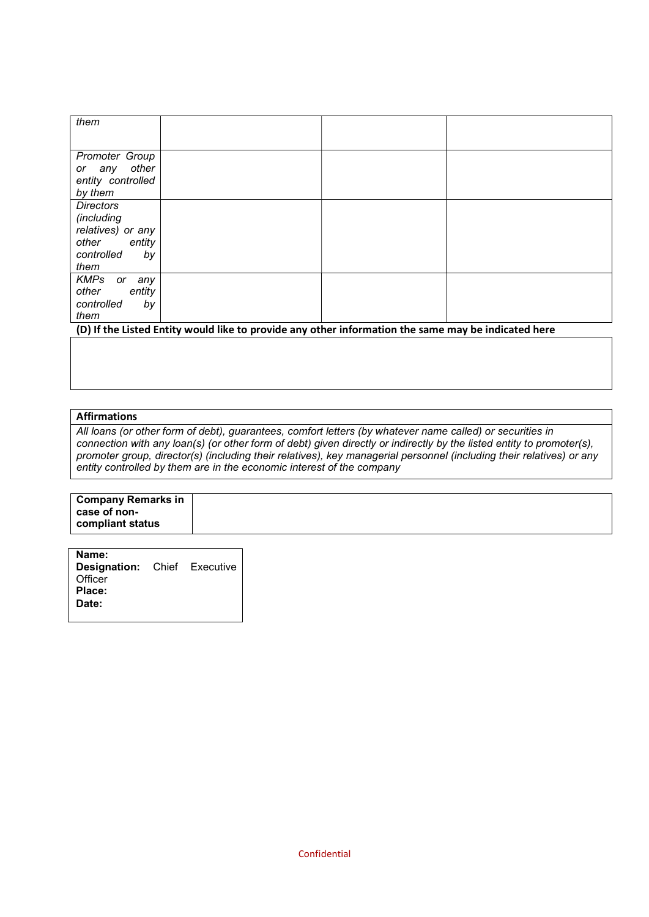| | | | |
|---|---|---|---|
| *them* | | | |
| *Promoter Group or any other entity controlled by them* | | | |
| *Directors (including relatives) or any other entity controlled by them* | | | |
| *KMPs or any other entity controlled by them* | | | |

**(D) If the Listed Entity would like to provide any other information the same may be indicated here**

| |
|---|
| |

| **Affirmations** |
|---|
| *All loans (or other form of debt), guarantees, comfort letters (by whatever name called) or securities in connection with any loan(s) (or other form of debt) given directly or indirectly by the listed entity to promoter(s), promoter group, director(s) (including their relatives), key managerial personnel (including their relatives) or any entity controlled by them are in the economic interest of the company* |

| | |
|---|---|
| **Company Remarks in case of non-compliant status** | |

**Name:**
**Designation:** Chief Executive Officer
**Place:**
**Date:**